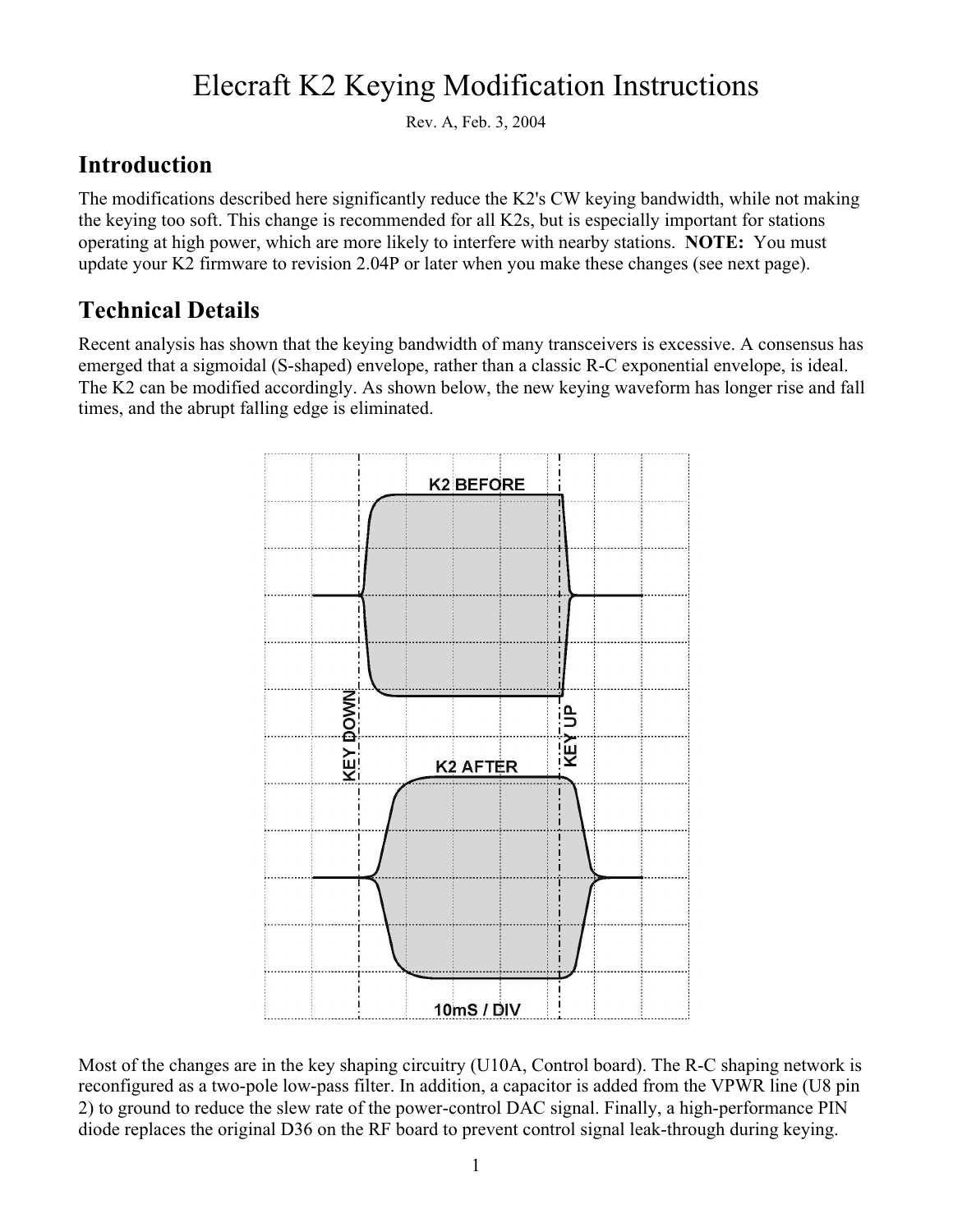# Elecraft K2 Keying Modification Instructions

Rev. A, Feb. 3, 2004

## Introduction

The modifications described here significantly reduce the K2's CW keying bandwidth, while not making the keying too soft. This change is recommended for all K2s, but is especially important for stations operating at high power, which are more likely to interfere with nearby stations. **NOTE:** You must update your K2 firmware to revision 2.04P or later when you make these changes (see next page).

## Technical Details

Recent analysis has shown that the keying bandwidth of many transceivers is excessive. A consensus has emerged that a sigmoidal (S-shaped) envelope, rather than a classic R-C exponential envelope, is ideal. The K2 can be modified accordingly. As shown below, the new keying waveform has longer rise and fall times, and the abrupt falling edge is eliminated.

K2 BEFORE

K2 AFTER

KEY DOWN

KEY UP

10mS / DIV

Most of the changes are in the key shaping circuitry (U10A, Control board). The R-C shaping network is reconfigured as a two-pole low-pass filter. In addition, a capacitor is added from the VPWR line (U8 pin 2) to ground to reduce the slew rate of the power-control DAC signal. Finally, a high-performance PIN diode replaces the original D36 on the RF board to prevent control signal leak-through during keying.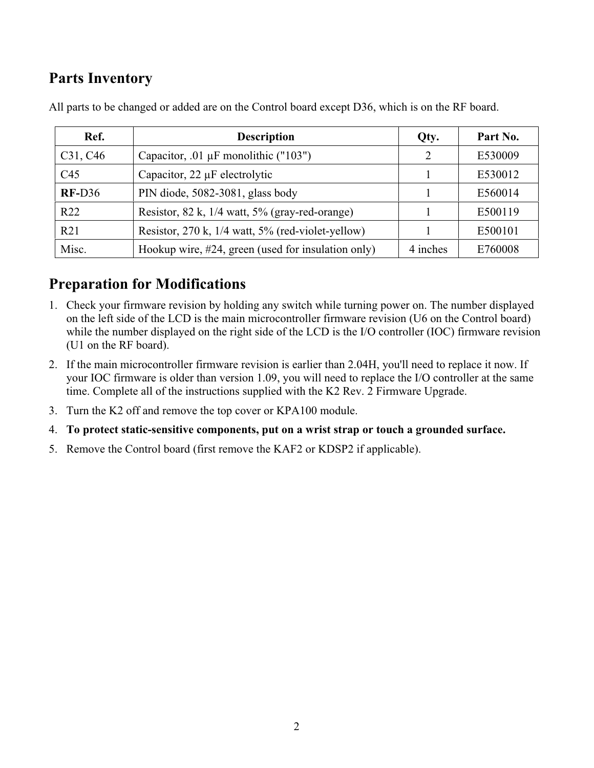## Parts Inventory

All parts to be changed or added are on the Control board except D36, which is on the RF board.

| Ref. | Description | Qty. | Part No. |
|---|---|---|---|
| C31, C46 | Capacitor, .01 μF monolithic ("103") | 2 | E530009 |
| C45 | Capacitor, 22 μF electrolytic | 1 | E530012 |
| **RF-**D36 | PIN diode, 5082-3081, glass body | 1 | E560014 |
| R22 | Resistor, 82 k, 1/4 watt, 5% (gray-red-orange) | 1 | E500119 |
| R21 | Resistor, 270 k, 1/4 watt, 5% (red-violet-yellow) | 1 | E500101 |
| Misc. | Hookup wire, #24, green (used for insulation only) | 4 inches | E760008 |

## Preparation for Modifications

1. Check your firmware revision by holding any switch while turning power on. The number displayed on the left side of the LCD is the main microcontroller firmware revision (U6 on the Control board) while the number displayed on the right side of the LCD is the I/O controller (IOC) firmware revision (U1 on the RF board).
2. If the main microcontroller firmware revision is earlier than 2.04H, you'll need to replace it now. If your IOC firmware is older than version 1.09, you will need to replace the I/O controller at the same time. Complete all of the instructions supplied with the K2 Rev. 2 Firmware Upgrade.
3. Turn the K2 off and remove the top cover or KPA100 module.
4. **To protect static-sensitive components, put on a wrist strap or touch a grounded surface.**
5. Remove the Control board (first remove the KAF2 or KDSP2 if applicable).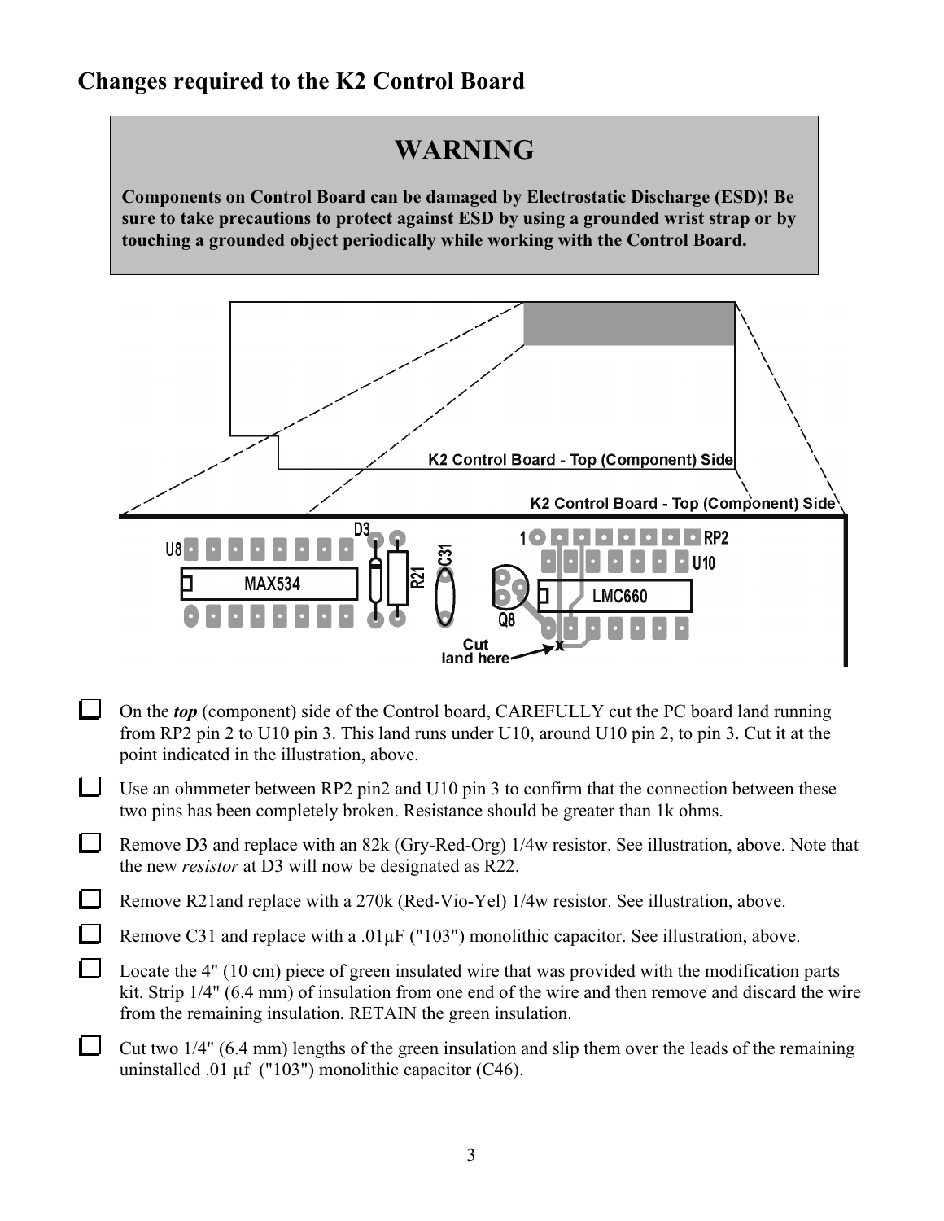## Changes required to the K2 Control Board

> **WARNING**
>
> **Components on Control Board can be damaged by Electrostatic Discharge (ESD)! Be sure to take precautions to protect against ESD by using a grounded wrist strap or by touching a grounded object periodically while working with the Control Board.**

- [ ] On the ***top*** (component) side of the Control board, CAREFULLY cut the PC board land running from RP2 pin 2 to U10 pin 3. This land runs under U10, around U10 pin 2, to pin 3. Cut it at the point indicated in the illustration, above.
- [ ] Use an ohmmeter between RP2 pin2 and U10 pin 3 to confirm that the connection between these two pins has been completely broken. Resistance should be greater than 1k ohms.
- [ ] Remove D3 and replace with an 82k (Gry-Red-Org) 1/4w resistor. See illustration, above. Note that the new *resistor* at D3 will now be designated as R22.
- [ ] Remove R21and replace with a 270k (Red-Vio-Yel) 1/4w resistor. See illustration, above.
- [ ] Remove C31 and replace with a .01µF ("103") monolithic capacitor. See illustration, above.
- [ ] Locate the 4" (10 cm) piece of green insulated wire that was provided with the modification parts kit. Strip 1/4" (6.4 mm) of insulation from one end of the wire and then remove and discard the wire from the remaining insulation. RETAIN the green insulation.
- [ ] Cut two 1/4" (6.4 mm) lengths of the green insulation and slip them over the leads of the remaining uninstalled .01 µf ("103") monolithic capacitor (C46).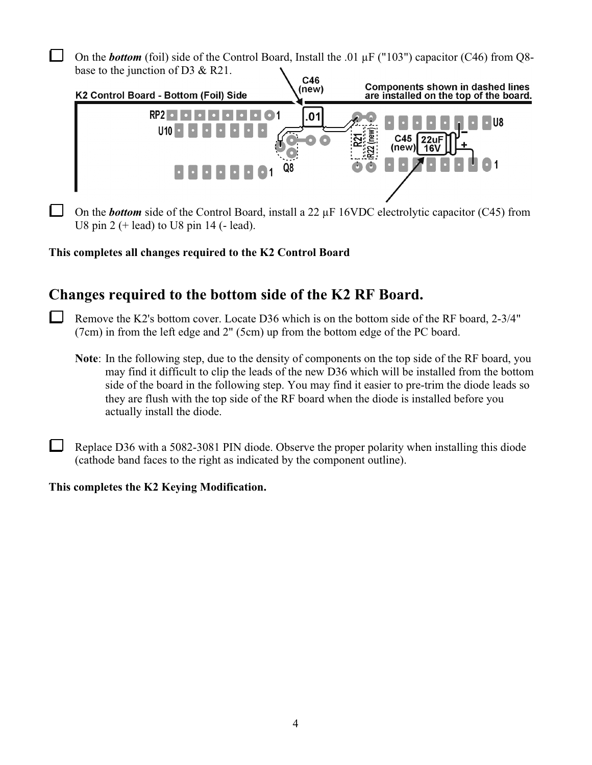☐ On the ***bottom*** (foil) side of the Control Board, Install the .01 µF ("103") capacitor (C46) from Q8-base to the junction of D3 & R21.

K2 Control Board - Bottom (Foil) Side

C46 (new)

Components shown in dashed lines are installed on the top of the board.

RP2

U10

1

.01

Q8

R21

R22 (new)

C45 (new)

22uF 16V

U8

1

☐ On the ***bottom*** side of the Control Board, install a 22 µF 16VDC electrolytic capacitor (C45) from U8 pin 2 (+ lead) to U8 pin 14 (- lead).

**This completes all changes required to the K2 Control Board**

## Changes required to the bottom side of the K2 RF Board.

☐ Remove the K2's bottom cover. Locate D36 which is on the bottom side of the RF board, 2-3/4" (7cm) in from the left edge and 2" (5cm) up from the bottom edge of the PC board.

**Note**: In the following step, due to the density of components on the top side of the RF board, you may find it difficult to clip the leads of the new D36 which will be installed from the bottom side of the board in the following step. You may find it easier to pre-trim the diode leads so they are flush with the top side of the RF board when the diode is installed before you actually install the diode.

☐ Replace D36 with a 5082-3081 PIN diode. Observe the proper polarity when installing this diode (cathode band faces to the right as indicated by the component outline).

**This completes the K2 Keying Modification.**